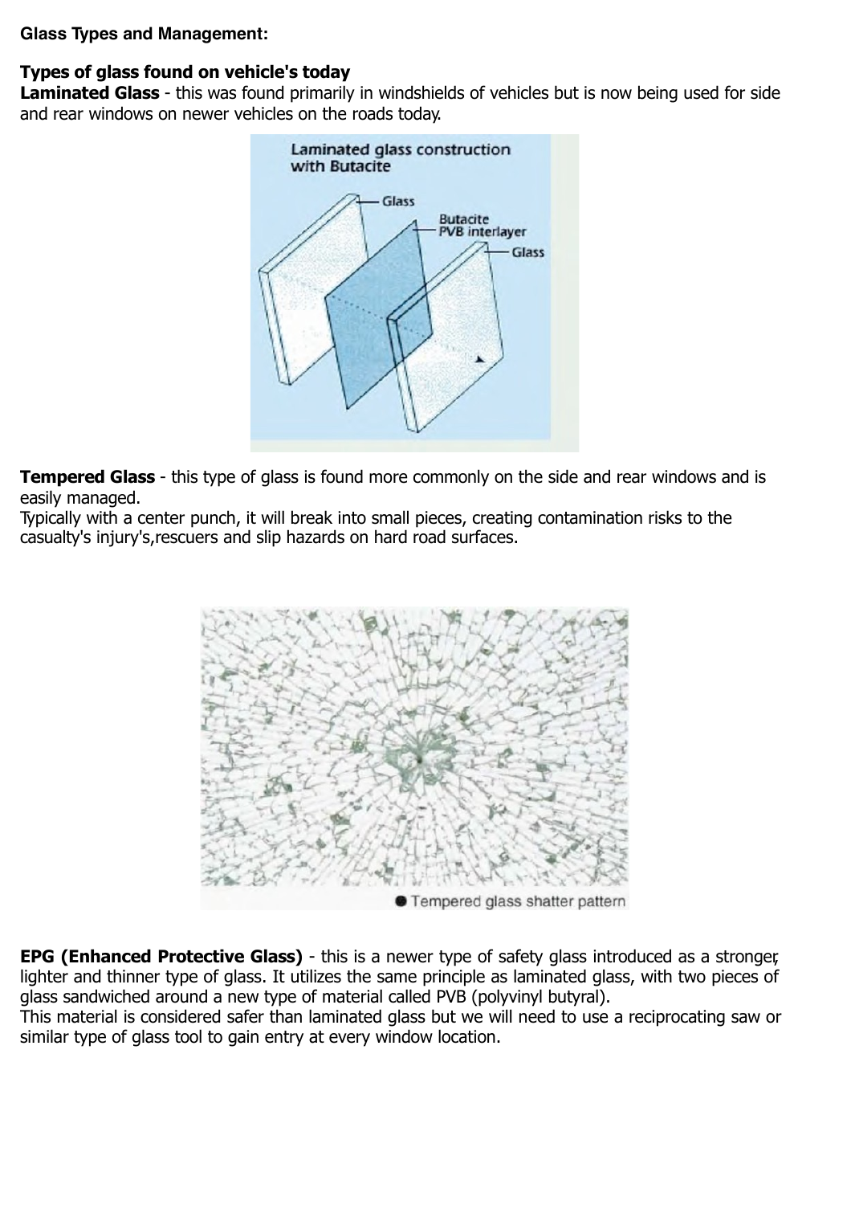**Glass Types and Management:**

**Types of glass found on vehicle's today**

**Laminated Glass** - this was found primarily in windshields of vehicles but is now being used for side and rear windows on newer vehicles on the roads today.

**Tempered Glass** - this type of glass is found more commonly on the side and rear windows and is easily managed.

Typically with a center punch, it will break into small pieces, creating contamination risks to the casualty's injury's,rescuers and slip hazards on hard road surfaces.

**EPG (Enhanced Protective Glass)** - this is a newer type of safety glass introduced as a stronger, lighter and thinner type of glass. It utilizes the same principle as laminated glass, with two pieces of glass sandwiched around a new type of material called PVB (polyvinyl butyral).

This material is considered safer than laminated glass but we will need to use a reciprocating saw or similar type of glass tool to gain entry at every window location.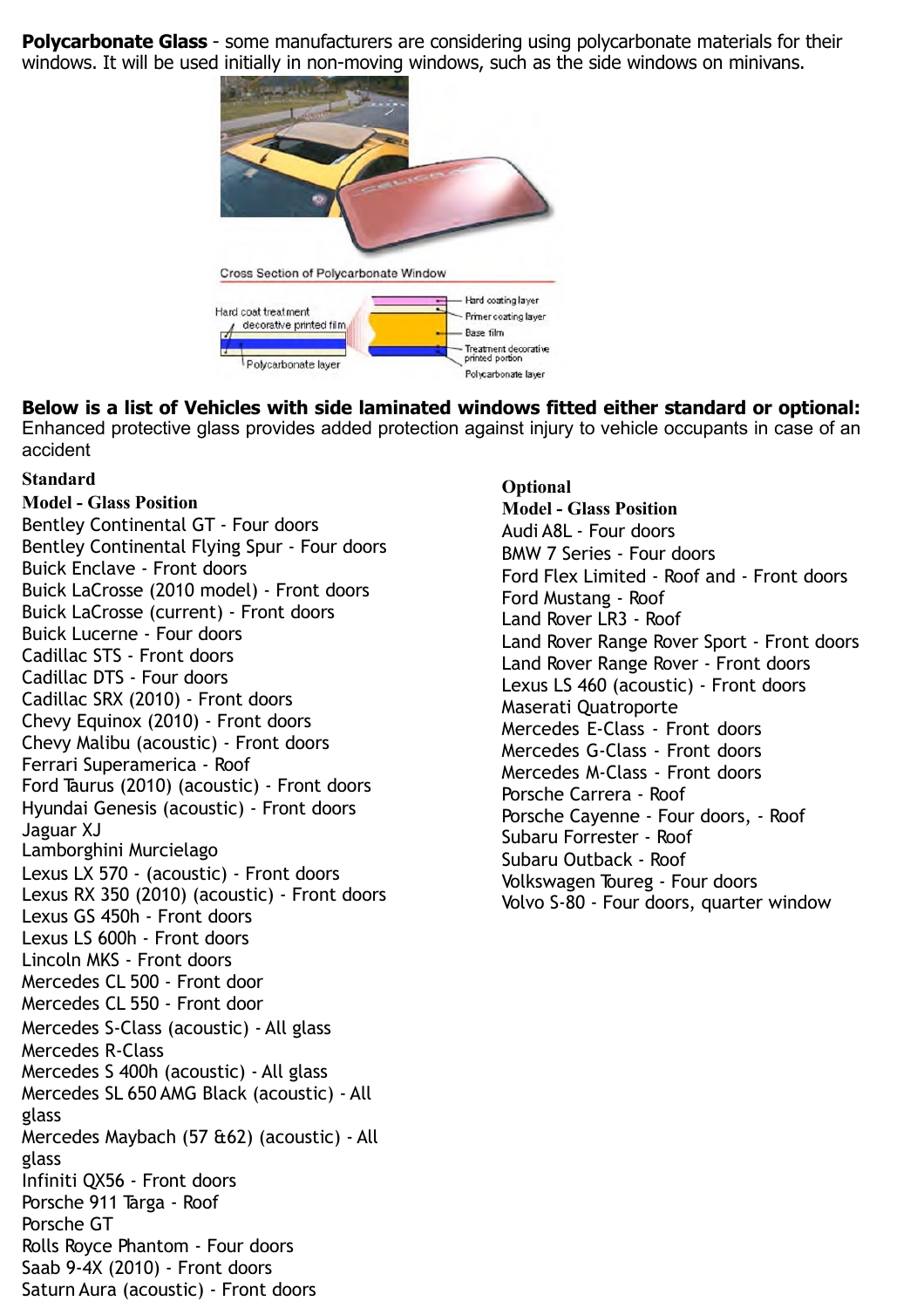**Polycarbonate Glass** - some manufacturers are considering using polycarbonate materials for their windows. It will be used initially in non-moving windows, such as the side windows on minivans.

Cross Section of Polycarbonate Window

Hard coat treatment decorative printed film

Polycarbonate layer

Hard coating layer

Primer coating layer

Base film

Treatment decorative printed portion

Polycarbonate layer

**Below is a list of Vehicles with side laminated windows fitted either standard or optional:**
Enhanced protective glass provides added protection against injury to vehicle occupants in case of an accident

**Standard**

**Model - Glass Position**

Bentley Continental GT - Four doors
Bentley Continental Flying Spur - Four doors
Buick Enclave - Front doors
Buick LaCrosse (2010 model) - Front doors
Buick LaCrosse (current) - Front doors
Buick Lucerne - Four doors
Cadillac STS - Front doors
Cadillac DTS - Four doors
Cadillac SRX (2010) - Front doors
Chevy Equinox (2010) - Front doors
Chevy Malibu (acoustic) - Front doors
Ferrari Superamerica - Roof
Ford Taurus (2010) (acoustic) - Front doors
Hyundai Genesis (acoustic) - Front doors
Jaguar XJ
Lamborghini Murcielago
Lexus LX 570 - (acoustic) - Front doors
Lexus RX 350 (2010) (acoustic) - Front doors
Lexus GS 450h - Front doors
Lexus LS 600h - Front doors
Lincoln MKS - Front doors
Mercedes CL 500 - Front door
Mercedes CL 550 - Front door
Mercedes S-Class (acoustic) - All glass
Mercedes R-Class
Mercedes S 400h (acoustic) - All glass
Mercedes SL 650 AMG Black (acoustic) - All glass
Mercedes Maybach (57 &62) (acoustic) - All glass
Infiniti QX56 - Front doors
Porsche 911 Targa - Roof
Porsche GT
Rolls Royce Phantom - Four doors
Saab 9-4X (2010) - Front doors
Saturn Aura (acoustic) - Front doors

**Optional**

**Model - Glass Position**

Audi A8L - Four doors
BMW 7 Series - Four doors
Ford Flex Limited - Roof and - Front doors
Ford Mustang - Roof
Land Rover LR3 - Roof
Land Rover Range Rover Sport - Front doors
Land Rover Range Rover - Front doors
Lexus LS 460 (acoustic) - Front doors
Maserati Quatroporte
Mercedes E-Class - Front doors
Mercedes G-Class - Front doors
Mercedes M-Class - Front doors
Porsche Carrera - Roof
Porsche Cayenne - Four doors, - Roof
Subaru Forrester - Roof
Subaru Outback - Roof
Volkswagen Toureg - Four doors
Volvo S-80 - Four doors, quarter window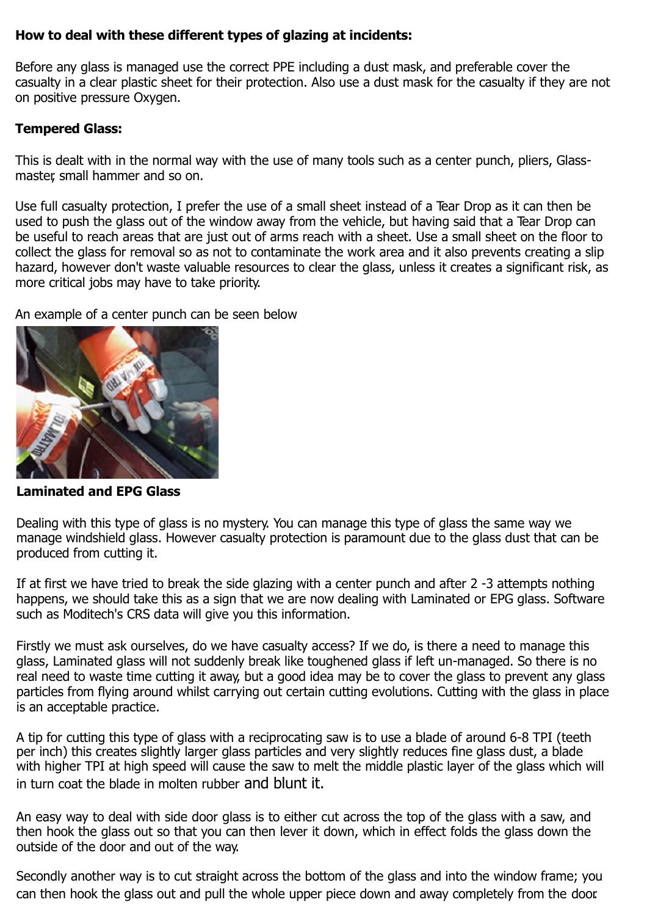**How to deal with these different types of glazing at incidents:**

Before any glass is managed use the correct PPE including a dust mask, and preferable cover the casualty in a clear plastic sheet for their protection. Also use a dust mask for the casualty if they are not on positive pressure Oxygen.

**Tempered Glass:**

This is dealt with in the normal way with the use of many tools such as a center punch, pliers, Glass-master, small hammer and so on.

Use full casualty protection, I prefer the use of a small sheet instead of a Tear Drop as it can then be used to push the glass out of the window away from the vehicle, but having said that a Tear Drop can be useful to reach areas that are just out of arms reach with a sheet. Use a small sheet on the floor to collect the glass for removal so as not to contaminate the work area and it also prevents creating a slip hazard, however don't waste valuable resources to clear the glass, unless it creates a significant risk, as more critical jobs may have to take priority.

An example of a center punch can be seen below

**Laminated and EPG Glass**

Dealing with this type of glass is no mystery. You can manage this type of glass the same way we manage windshield glass. However casualty protection is paramount due to the glass dust that can be produced from cutting it.

If at first we have tried to break the side glazing with a center punch and after 2 -3 attempts nothing happens, we should take this as a sign that we are now dealing with Laminated or EPG glass. Software such as Moditech's CRS data will give you this information.

Firstly we must ask ourselves, do we have casualty access? If we do, is there a need to manage this glass, Laminated glass will not suddenly break like toughened glass if left un-managed. So there is no real need to waste time cutting it away, but a good idea may be to cover the glass to prevent any glass particles from flying around whilst carrying out certain cutting evolutions. Cutting with the glass in place is an acceptable practice.

A tip for cutting this type of glass with a reciprocating saw is to use a blade of around 6-8 TPI (teeth per inch) this creates slightly larger glass particles and very slightly reduces fine glass dust, a blade with higher TPI at high speed will cause the saw to melt the middle plastic layer of the glass which will in turn coat the blade in molten rubber and blunt it.

An easy way to deal with side door glass is to either cut across the top of the glass with a saw, and then hook the glass out so that you can then lever it down, which in effect folds the glass down the outside of the door and out of the way.

Secondly another way is to cut straight across the bottom of the glass and into the window frame; you can then hook the glass out and pull the whole upper piece down and away completely from the door.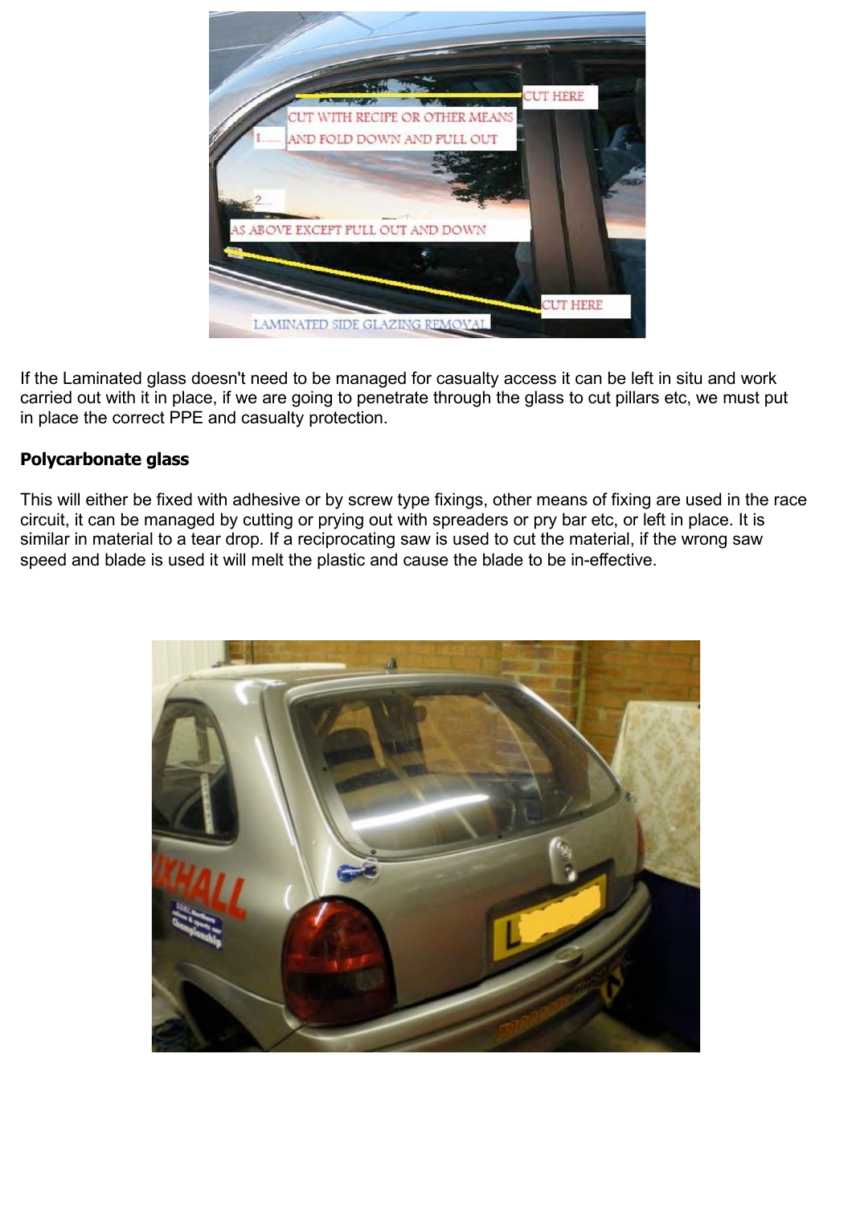If the Laminated glass doesn't need to be managed for casualty access it can be left in situ and work carried out with it in place, if we are going to penetrate through the glass to cut pillars etc, we must put in place the correct PPE and casualty protection.

**Polycarbonate glass**

This will either be fixed with adhesive or by screw type fixings, other means of fixing are used in the race circuit, it can be managed by cutting or prying out with spreaders or pry bar etc, or left in place. It is similar in material to a tear drop. If a reciprocating saw is used to cut the material, if the wrong saw speed and blade is used it will melt the plastic and cause the blade to be in-effective.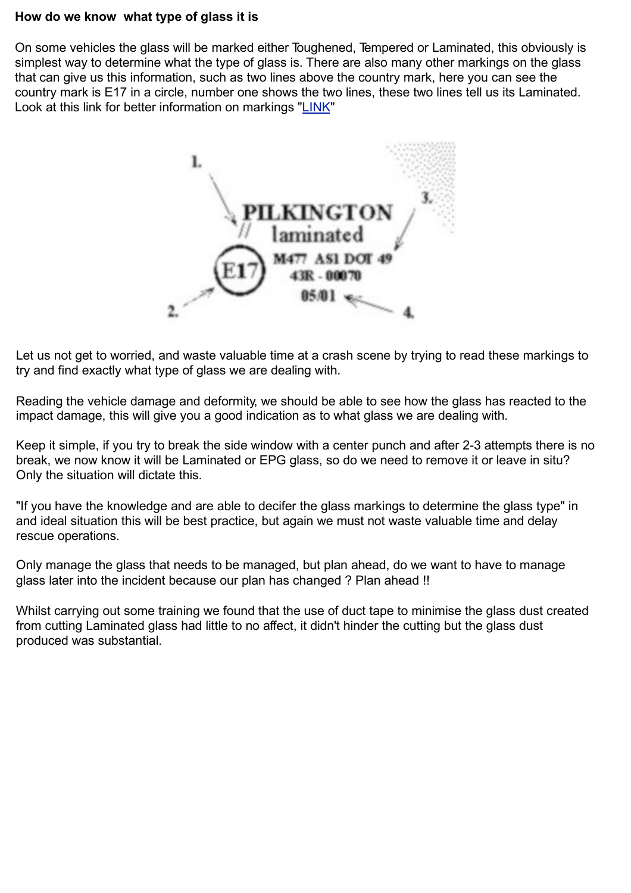**How do we know what type of glass it is**

On some vehicles the glass will be marked either Toughened, Tempered or Laminated, this obviously is simplest way to determine what the type of glass is. There are also many other markings on the glass that can give us this information, such as two lines above the country mark, here you can see the country mark is E17 in a circle, number one shows the two lines, these two lines tell us its Laminated. Look at this link for better information on markings "LINK"

Let us not get to worried, and waste valuable time at a crash scene by trying to read these markings to try and find exactly what type of glass we are dealing with.

Reading the vehicle damage and deformity, we should be able to see how the glass has reacted to the impact damage, this will give you a good indication as to what glass we are dealing with.

Keep it simple, if you try to break the side window with a center punch and after 2-3 attempts there is no break, we now know it will be Laminated or EPG glass, so do we need to remove it or leave in situ? Only the situation will dictate this.

"If you have the knowledge and are able to decifer the glass markings to determine the glass type" in and ideal situation this will be best practice, but again we must not waste valuable time and delay rescue operations.

Only manage the glass that needs to be managed, but plan ahead, do we want to have to manage glass later into the incident because our plan has changed ? Plan ahead !!

Whilst carrying out some training we found that the use of duct tape to minimise the glass dust created from cutting Laminated glass had little to no affect, it didn't hinder the cutting but the glass dust produced was substantial.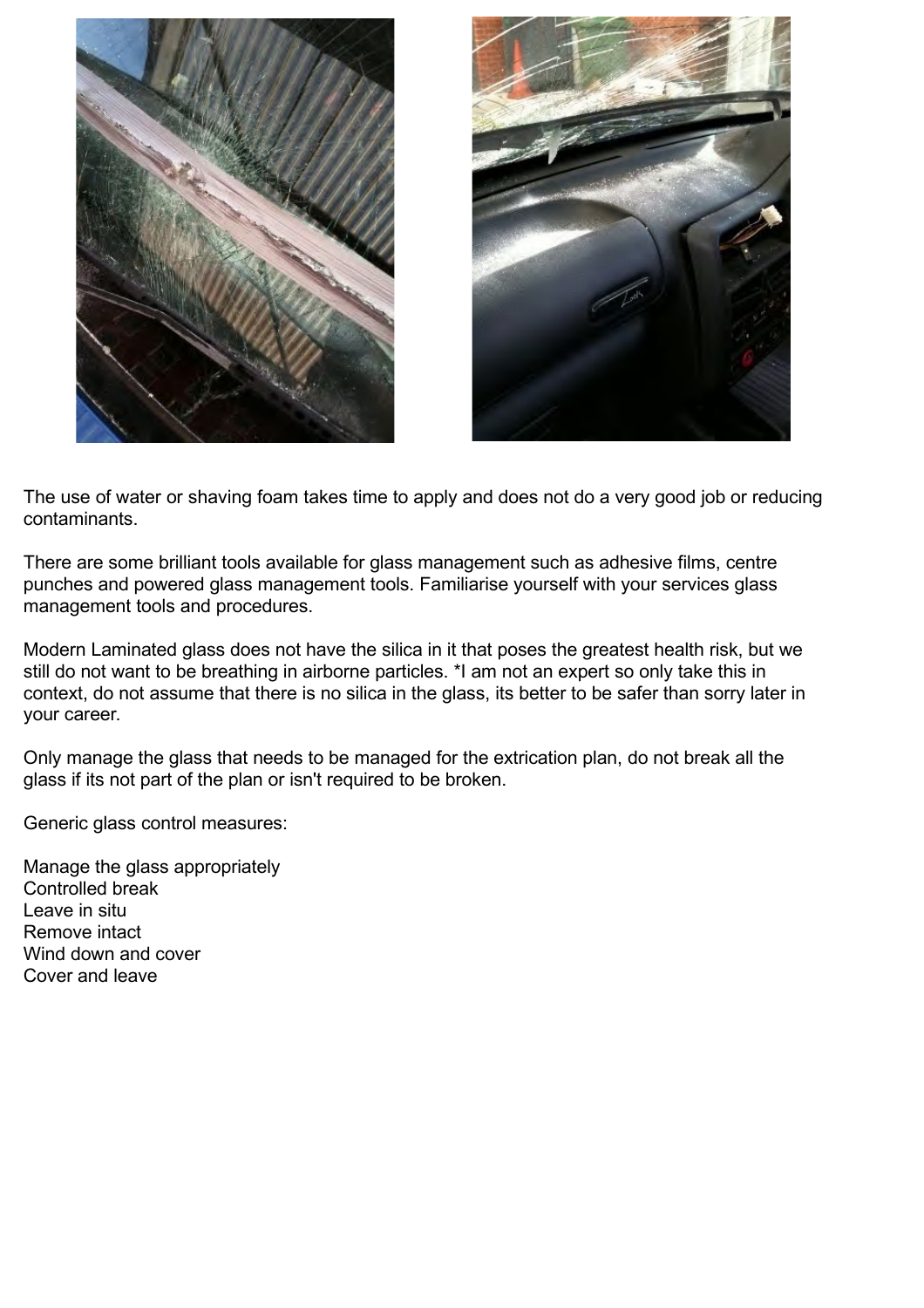The use of water or shaving foam takes time to apply and does not do a very good job or reducing contaminants.

There are some brilliant tools available for glass management such as adhesive films, centre punches and powered glass management tools. Familiarise yourself with your services glass management tools and procedures.

Modern Laminated glass does not have the silica in it that poses the greatest health risk, but we still do not want to be breathing in airborne particles. *I am not an expert so only take this in context, do not assume that there is no silica in the glass, its better to be safer than sorry later in your career.

Only manage the glass that needs to be managed for the extrication plan, do not break all the glass if its not part of the plan or isn't required to be broken.

Generic glass control measures:

Manage the glass appropriately
Controlled break
Leave in situ
Remove intact
Wind down and cover
Cover and leave